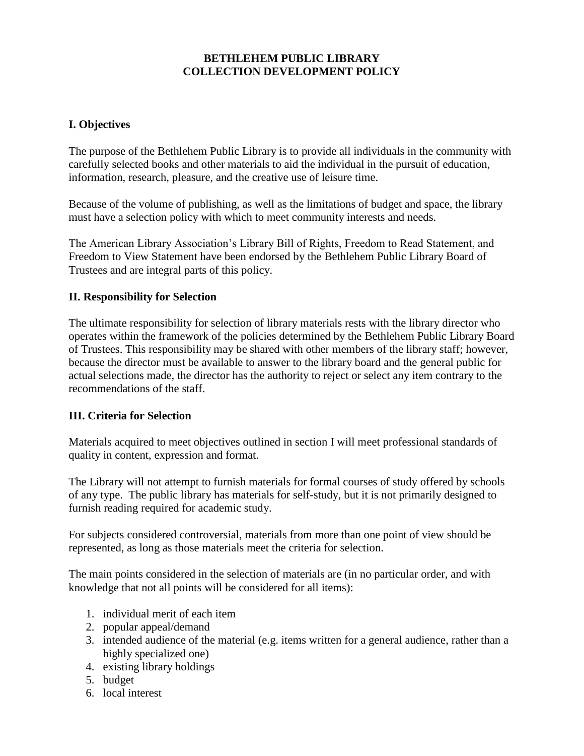# BETHLEHEM PUBLIC LIBRARY
# COLLECTION DEVELOPMENT POLICY

## I. Objectives

The purpose of the Bethlehem Public Library is to provide all individuals in the community with carefully selected books and other materials to aid the individual in the pursuit of education, information, research, pleasure, and the creative use of leisure time.

Because of the volume of publishing, as well as the limitations of budget and space, the library must have a selection policy with which to meet community interests and needs.

The American Library Association's Library Bill of Rights, Freedom to Read Statement, and Freedom to View Statement have been endorsed by the Bethlehem Public Library Board of Trustees and are integral parts of this policy.

## II. Responsibility for Selection

The ultimate responsibility for selection of library materials rests with the library director who operates within the framework of the policies determined by the Bethlehem Public Library Board of Trustees. This responsibility may be shared with other members of the library staff; however, because the director must be available to answer to the library board and the general public for actual selections made, the director has the authority to reject or select any item contrary to the recommendations of the staff.

## III. Criteria for Selection

Materials acquired to meet objectives outlined in section I will meet professional standards of quality in content, expression and format.

The Library will not attempt to furnish materials for formal courses of study offered by schools of any type. The public library has materials for self-study, but it is not primarily designed to furnish reading required for academic study.

For subjects considered controversial, materials from more than one point of view should be represented, as long as those materials meet the criteria for selection.

The main points considered in the selection of materials are (in no particular order, and with knowledge that not all points will be considered for all items):

1. individual merit of each item
2. popular appeal/demand
3. intended audience of the material (e.g. items written for a general audience, rather than a highly specialized one)
4. existing library holdings
5. budget
6. local interest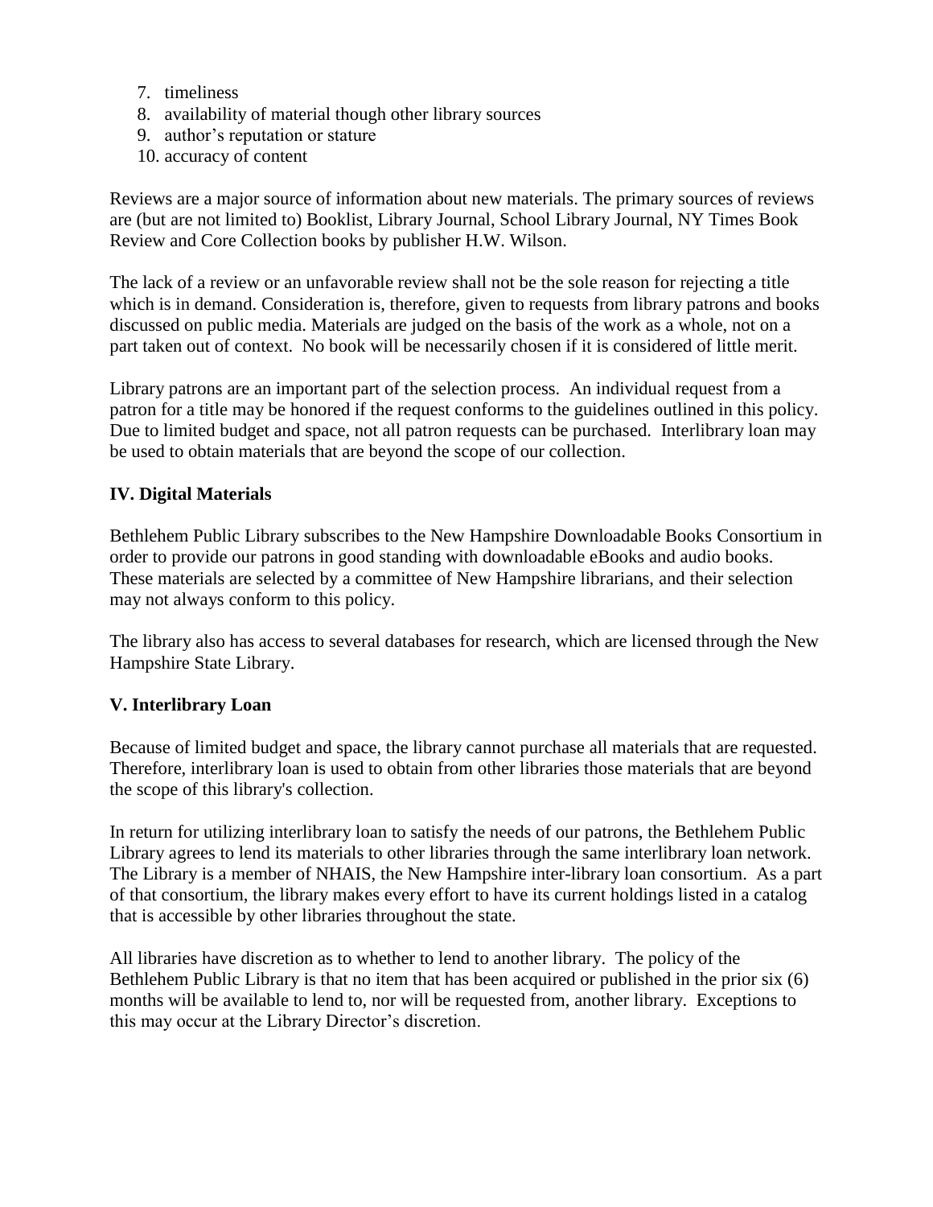7. timeliness
8. availability of material though other library sources
9. author's reputation or stature
10. accuracy of content

Reviews are a major source of information about new materials. The primary sources of reviews are (but are not limited to) Booklist, Library Journal, School Library Journal, NY Times Book Review and Core Collection books by publisher H.W. Wilson.

The lack of a review or an unfavorable review shall not be the sole reason for rejecting a title which is in demand. Consideration is, therefore, given to requests from library patrons and books discussed on public media. Materials are judged on the basis of the work as a whole, not on a part taken out of context. No book will be necessarily chosen if it is considered of little merit.

Library patrons are an important part of the selection process. An individual request from a patron for a title may be honored if the request conforms to the guidelines outlined in this policy. Due to limited budget and space, not all patron requests can be purchased. Interlibrary loan may be used to obtain materials that are beyond the scope of our collection.

## IV. Digital Materials

Bethlehem Public Library subscribes to the New Hampshire Downloadable Books Consortium in order to provide our patrons in good standing with downloadable eBooks and audio books. These materials are selected by a committee of New Hampshire librarians, and their selection may not always conform to this policy.

The library also has access to several databases for research, which are licensed through the New Hampshire State Library.

## V. Interlibrary Loan

Because of limited budget and space, the library cannot purchase all materials that are requested. Therefore, interlibrary loan is used to obtain from other libraries those materials that are beyond the scope of this library's collection.

In return for utilizing interlibrary loan to satisfy the needs of our patrons, the Bethlehem Public Library agrees to lend its materials to other libraries through the same interlibrary loan network. The Library is a member of NHAIS, the New Hampshire inter-library loan consortium. As a part of that consortium, the library makes every effort to have its current holdings listed in a catalog that is accessible by other libraries throughout the state.

All libraries have discretion as to whether to lend to another library. The policy of the Bethlehem Public Library is that no item that has been acquired or published in the prior six (6) months will be available to lend to, nor will be requested from, another library. Exceptions to this may occur at the Library Director's discretion.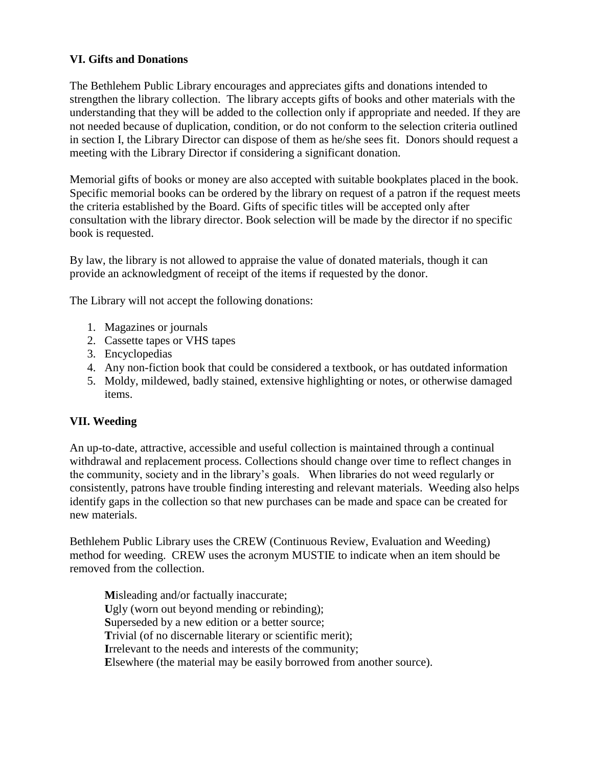## VI. Gifts and Donations

The Bethlehem Public Library encourages and appreciates gifts and donations intended to strengthen the library collection. The library accepts gifts of books and other materials with the understanding that they will be added to the collection only if appropriate and needed. If they are not needed because of duplication, condition, or do not conform to the selection criteria outlined in section I, the Library Director can dispose of them as he/she sees fit. Donors should request a meeting with the Library Director if considering a significant donation.

Memorial gifts of books or money are also accepted with suitable bookplates placed in the book. Specific memorial books can be ordered by the library on request of a patron if the request meets the criteria established by the Board. Gifts of specific titles will be accepted only after consultation with the library director. Book selection will be made by the director if no specific book is requested.

By law, the library is not allowed to appraise the value of donated materials, though it can provide an acknowledgment of receipt of the items if requested by the donor.

The Library will not accept the following donations:

1. Magazines or journals
2. Cassette tapes or VHS tapes
3. Encyclopedias
4. Any non-fiction book that could be considered a textbook, or has outdated information
5. Moldy, mildewed, badly stained, extensive highlighting or notes, or otherwise damaged items.

## VII. Weeding

An up-to-date, attractive, accessible and useful collection is maintained through a continual withdrawal and replacement process. Collections should change over time to reflect changes in the community, society and in the library's goals. When libraries do not weed regularly or consistently, patrons have trouble finding interesting and relevant materials. Weeding also helps identify gaps in the collection so that new purchases can be made and space can be created for new materials.

Bethlehem Public Library uses the CREW (Continuous Review, Evaluation and Weeding) method for weeding. CREW uses the acronym MUSTIE to indicate when an item should be removed from the collection.

**M**isleading and/or factually inaccurate;
**U**gly (worn out beyond mending or rebinding);
**S**uperseded by a new edition or a better source;
**T**rivial (of no discernable literary or scientific merit);
**I**rrelevant to the needs and interests of the community;
**E**lsewhere (the material may be easily borrowed from another source).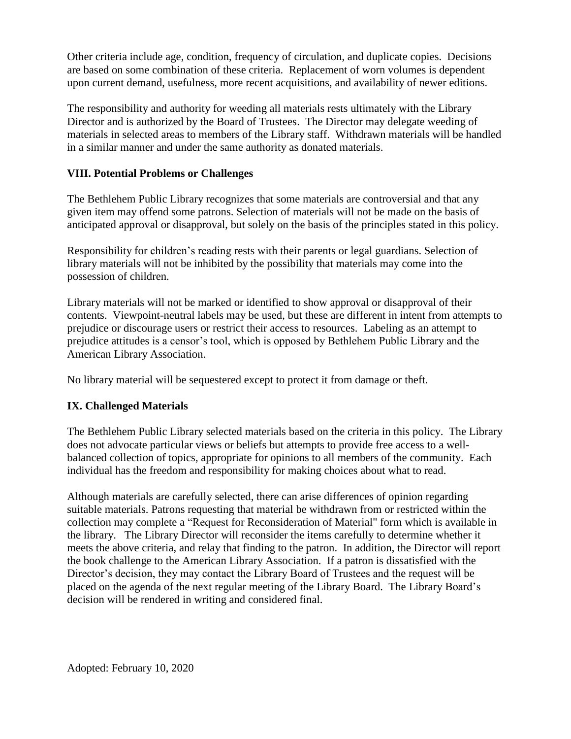Other criteria include age, condition, frequency of circulation, and duplicate copies. Decisions are based on some combination of these criteria. Replacement of worn volumes is dependent upon current demand, usefulness, more recent acquisitions, and availability of newer editions.

The responsibility and authority for weeding all materials rests ultimately with the Library Director and is authorized by the Board of Trustees. The Director may delegate weeding of materials in selected areas to members of the Library staff. Withdrawn materials will be handled in a similar manner and under the same authority as donated materials.

## VIII. Potential Problems or Challenges

The Bethlehem Public Library recognizes that some materials are controversial and that any given item may offend some patrons. Selection of materials will not be made on the basis of anticipated approval or disapproval, but solely on the basis of the principles stated in this policy.

Responsibility for children's reading rests with their parents or legal guardians. Selection of library materials will not be inhibited by the possibility that materials may come into the possession of children.

Library materials will not be marked or identified to show approval or disapproval of their contents. Viewpoint-neutral labels may be used, but these are different in intent from attempts to prejudice or discourage users or restrict their access to resources. Labeling as an attempt to prejudice attitudes is a censor's tool, which is opposed by Bethlehem Public Library and the American Library Association.

No library material will be sequestered except to protect it from damage or theft.

## IX. Challenged Materials

The Bethlehem Public Library selected materials based on the criteria in this policy. The Library does not advocate particular views or beliefs but attempts to provide free access to a well-balanced collection of topics, appropriate for opinions to all members of the community. Each individual has the freedom and responsibility for making choices about what to read.

Although materials are carefully selected, there can arise differences of opinion regarding suitable materials. Patrons requesting that material be withdrawn from or restricted within the collection may complete a "Request for Reconsideration of Material" form which is available in the library. The Library Director will reconsider the items carefully to determine whether it meets the above criteria, and relay that finding to the patron. In addition, the Director will report the book challenge to the American Library Association. If a patron is dissatisfied with the Director's decision, they may contact the Library Board of Trustees and the request will be placed on the agenda of the next regular meeting of the Library Board. The Library Board's decision will be rendered in writing and considered final.

Adopted: February 10, 2020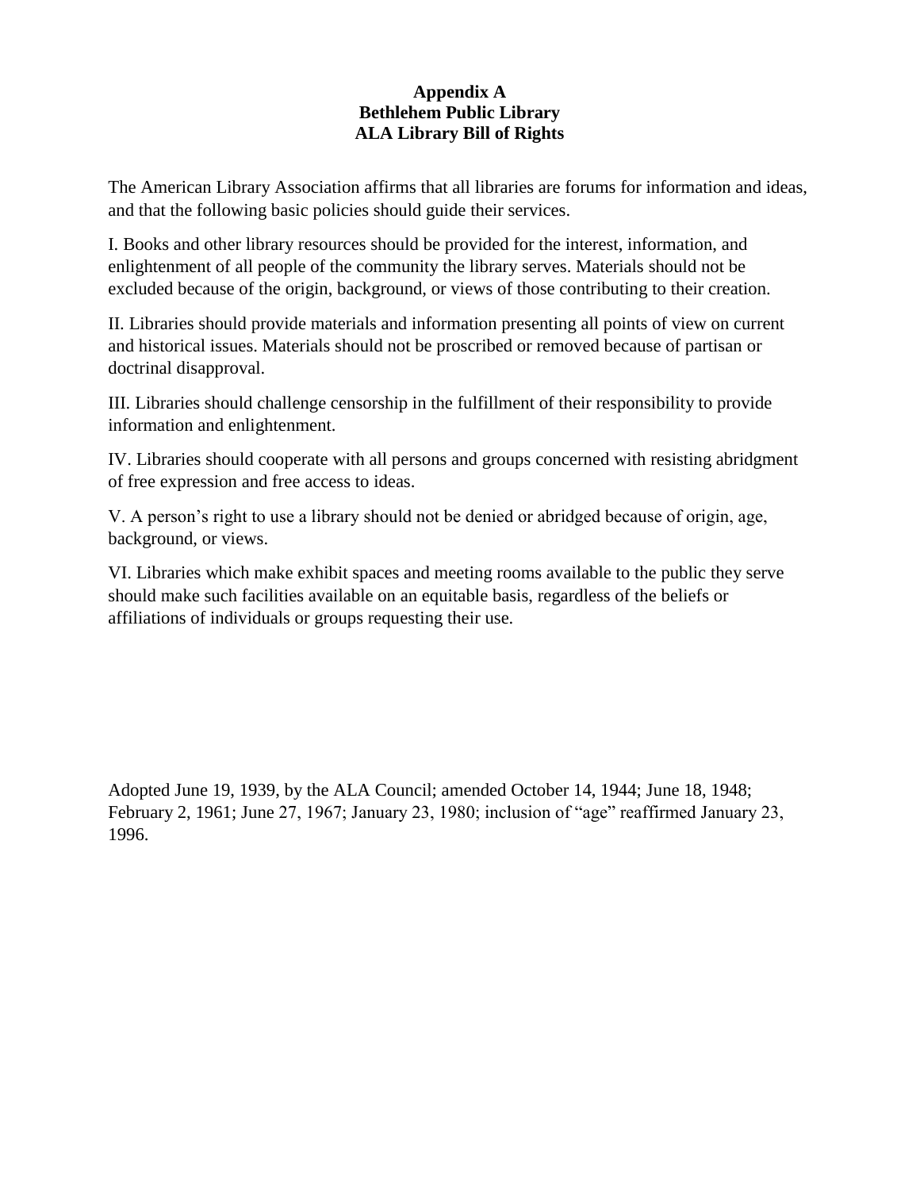# Appendix A
# Bethlehem Public Library
# ALA Library Bill of Rights

The American Library Association affirms that all libraries are forums for information and ideas, and that the following basic policies should guide their services.

I. Books and other library resources should be provided for the interest, information, and enlightenment of all people of the community the library serves. Materials should not be excluded because of the origin, background, or views of those contributing to their creation.

II. Libraries should provide materials and information presenting all points of view on current and historical issues. Materials should not be proscribed or removed because of partisan or doctrinal disapproval.

III. Libraries should challenge censorship in the fulfillment of their responsibility to provide information and enlightenment.

IV. Libraries should cooperate with all persons and groups concerned with resisting abridgment of free expression and free access to ideas.

V. A person's right to use a library should not be denied or abridged because of origin, age, background, or views.

VI. Libraries which make exhibit spaces and meeting rooms available to the public they serve should make such facilities available on an equitable basis, regardless of the beliefs or affiliations of individuals or groups requesting their use.

Adopted June 19, 1939, by the ALA Council; amended October 14, 1944; June 18, 1948; February 2, 1961; June 27, 1967; January 23, 1980; inclusion of "age" reaffirmed January 23, 1996.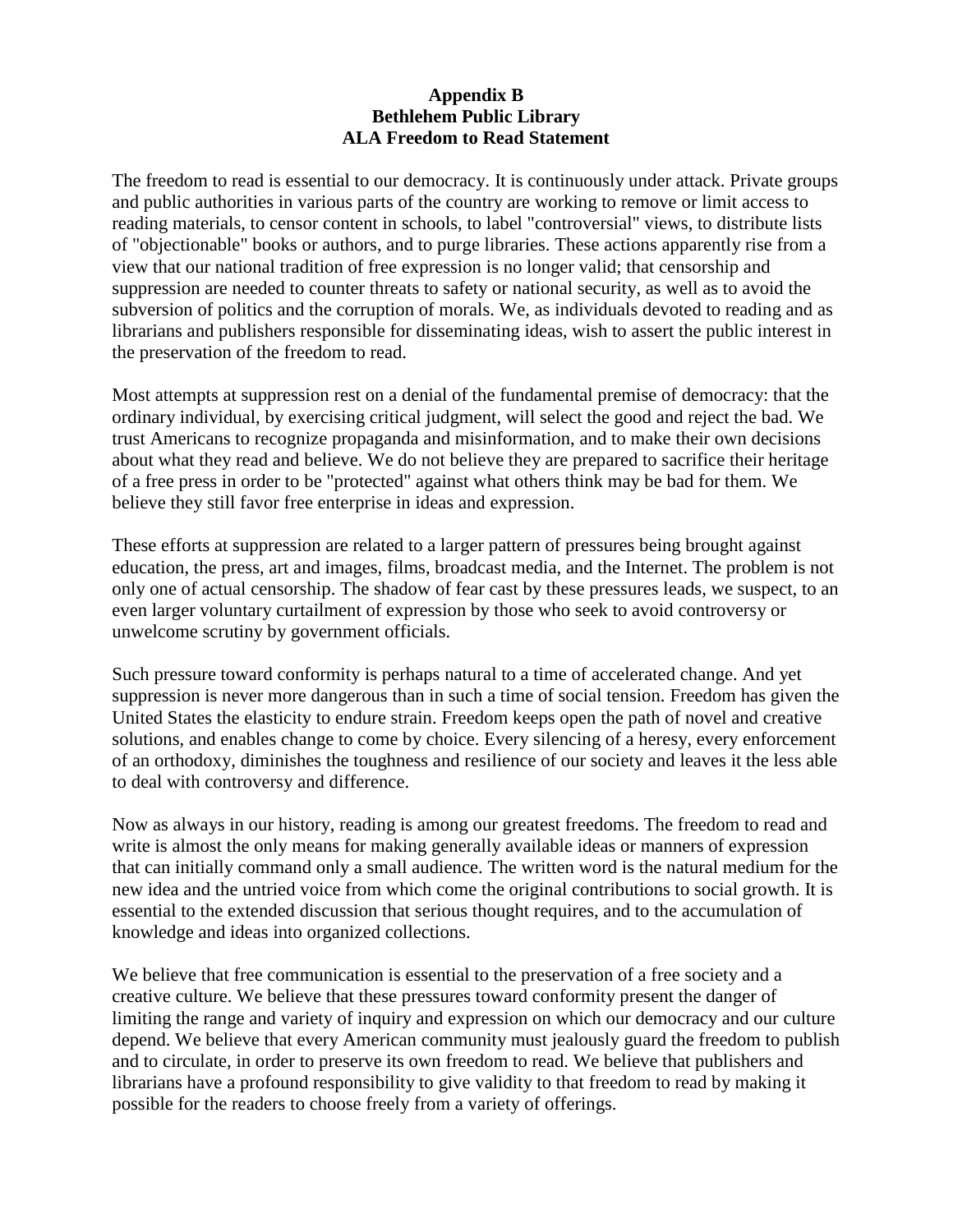**Appendix B**
**Bethlehem Public Library**
**ALA Freedom to Read Statement**

The freedom to read is essential to our democracy. It is continuously under attack. Private groups and public authorities in various parts of the country are working to remove or limit access to reading materials, to censor content in schools, to label "controversial" views, to distribute lists of "objectionable" books or authors, and to purge libraries. These actions apparently rise from a view that our national tradition of free expression is no longer valid; that censorship and suppression are needed to counter threats to safety or national security, as well as to avoid the subversion of politics and the corruption of morals. We, as individuals devoted to reading and as librarians and publishers responsible for disseminating ideas, wish to assert the public interest in the preservation of the freedom to read.

Most attempts at suppression rest on a denial of the fundamental premise of democracy: that the ordinary individual, by exercising critical judgment, will select the good and reject the bad. We trust Americans to recognize propaganda and misinformation, and to make their own decisions about what they read and believe. We do not believe they are prepared to sacrifice their heritage of a free press in order to be "protected" against what others think may be bad for them. We believe they still favor free enterprise in ideas and expression.

These efforts at suppression are related to a larger pattern of pressures being brought against education, the press, art and images, films, broadcast media, and the Internet. The problem is not only one of actual censorship. The shadow of fear cast by these pressures leads, we suspect, to an even larger voluntary curtailment of expression by those who seek to avoid controversy or unwelcome scrutiny by government officials.

Such pressure toward conformity is perhaps natural to a time of accelerated change. And yet suppression is never more dangerous than in such a time of social tension. Freedom has given the United States the elasticity to endure strain. Freedom keeps open the path of novel and creative solutions, and enables change to come by choice. Every silencing of a heresy, every enforcement of an orthodoxy, diminishes the toughness and resilience of our society and leaves it the less able to deal with controversy and difference.

Now as always in our history, reading is among our greatest freedoms. The freedom to read and write is almost the only means for making generally available ideas or manners of expression that can initially command only a small audience. The written word is the natural medium for the new idea and the untried voice from which come the original contributions to social growth. It is essential to the extended discussion that serious thought requires, and to the accumulation of knowledge and ideas into organized collections.

We believe that free communication is essential to the preservation of a free society and a creative culture. We believe that these pressures toward conformity present the danger of limiting the range and variety of inquiry and expression on which our democracy and our culture depend. We believe that every American community must jealously guard the freedom to publish and to circulate, in order to preserve its own freedom to read. We believe that publishers and librarians have a profound responsibility to give validity to that freedom to read by making it possible for the readers to choose freely from a variety of offerings.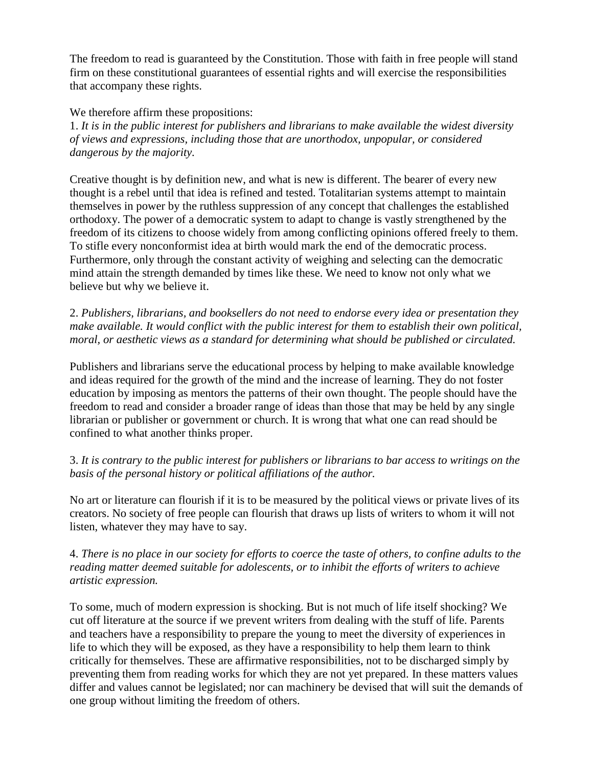The freedom to read is guaranteed by the Constitution. Those with faith in free people will stand firm on these constitutional guarantees of essential rights and will exercise the responsibilities that accompany these rights.

We therefore affirm these propositions:

1. *It is in the public interest for publishers and librarians to make available the widest diversity of views and expressions, including those that are unorthodox, unpopular, or considered dangerous by the majority*.

Creative thought is by definition new, and what is new is different. The bearer of every new thought is a rebel until that idea is refined and tested. Totalitarian systems attempt to maintain themselves in power by the ruthless suppression of any concept that challenges the established orthodoxy. The power of a democratic system to adapt to change is vastly strengthened by the freedom of its citizens to choose widely from among conflicting opinions offered freely to them. To stifle every nonconformist idea at birth would mark the end of the democratic process. Furthermore, only through the constant activity of weighing and selecting can the democratic mind attain the strength demanded by times like these. We need to know not only what we believe but why we believe it.

2. *Publishers, librarians, and booksellers do not need to endorse every idea or presentation they make available. It would conflict with the public interest for them to establish their own political, moral, or aesthetic views as a standard for determining what should be published or circulated.*

Publishers and librarians serve the educational process by helping to make available knowledge and ideas required for the growth of the mind and the increase of learning. They do not foster education by imposing as mentors the patterns of their own thought. The people should have the freedom to read and consider a broader range of ideas than those that may be held by any single librarian or publisher or government or church. It is wrong that what one can read should be confined to what another thinks proper.

3. *It is contrary to the public interest for publishers or librarians to bar access to writings on the basis of the personal history or political affiliations of the author.*

No art or literature can flourish if it is to be measured by the political views or private lives of its creators. No society of free people can flourish that draws up lists of writers to whom it will not listen, whatever they may have to say.

4. *There is no place in our society for efforts to coerce the taste of others, to confine adults to the reading matter deemed suitable for adolescents, or to inhibit the efforts of writers to achieve artistic expression.*

To some, much of modern expression is shocking. But is not much of life itself shocking? We cut off literature at the source if we prevent writers from dealing with the stuff of life. Parents and teachers have a responsibility to prepare the young to meet the diversity of experiences in life to which they will be exposed, as they have a responsibility to help them learn to think critically for themselves. These are affirmative responsibilities, not to be discharged simply by preventing them from reading works for which they are not yet prepared. In these matters values differ and values cannot be legislated; nor can machinery be devised that will suit the demands of one group without limiting the freedom of others.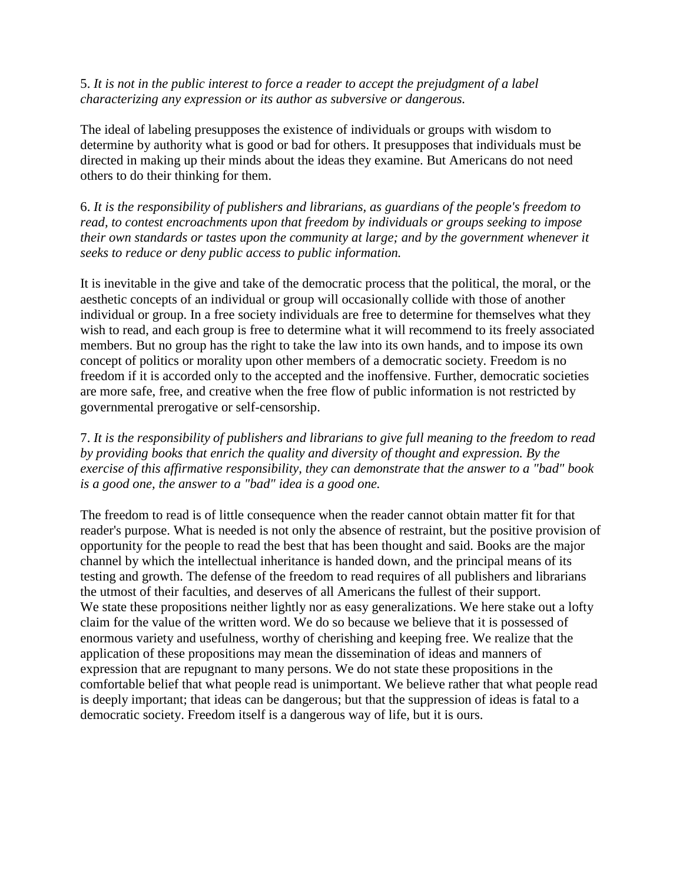5. *It is not in the public interest to force a reader to accept the prejudgment of a label characterizing any expression or its author as subversive or dangerous.*

The ideal of labeling presupposes the existence of individuals or groups with wisdom to determine by authority what is good or bad for others. It presupposes that individuals must be directed in making up their minds about the ideas they examine. But Americans do not need others to do their thinking for them.

6. *It is the responsibility of publishers and librarians, as guardians of the people's freedom to read, to contest encroachments upon that freedom by individuals or groups seeking to impose their own standards or tastes upon the community at large; and by the government whenever it seeks to reduce or deny public access to public information.*

It is inevitable in the give and take of the democratic process that the political, the moral, or the aesthetic concepts of an individual or group will occasionally collide with those of another individual or group. In a free society individuals are free to determine for themselves what they wish to read, and each group is free to determine what it will recommend to its freely associated members. But no group has the right to take the law into its own hands, and to impose its own concept of politics or morality upon other members of a democratic society. Freedom is no freedom if it is accorded only to the accepted and the inoffensive. Further, democratic societies are more safe, free, and creative when the free flow of public information is not restricted by governmental prerogative or self-censorship.

7. *It is the responsibility of publishers and librarians to give full meaning to the freedom to read by providing books that enrich the quality and diversity of thought and expression. By the exercise of this affirmative responsibility, they can demonstrate that the answer to a "bad" book is a good one, the answer to a "bad" idea is a good one.*

The freedom to read is of little consequence when the reader cannot obtain matter fit for that reader's purpose. What is needed is not only the absence of restraint, but the positive provision of opportunity for the people to read the best that has been thought and said. Books are the major channel by which the intellectual inheritance is handed down, and the principal means of its testing and growth. The defense of the freedom to read requires of all publishers and librarians the utmost of their faculties, and deserves of all Americans the fullest of their support.

We state these propositions neither lightly nor as easy generalizations. We here stake out a lofty claim for the value of the written word. We do so because we believe that it is possessed of enormous variety and usefulness, worthy of cherishing and keeping free. We realize that the application of these propositions may mean the dissemination of ideas and manners of expression that are repugnant to many persons. We do not state these propositions in the comfortable belief that what people read is unimportant. We believe rather that what people read is deeply important; that ideas can be dangerous; but that the suppression of ideas is fatal to a democratic society. Freedom itself is a dangerous way of life, but it is ours.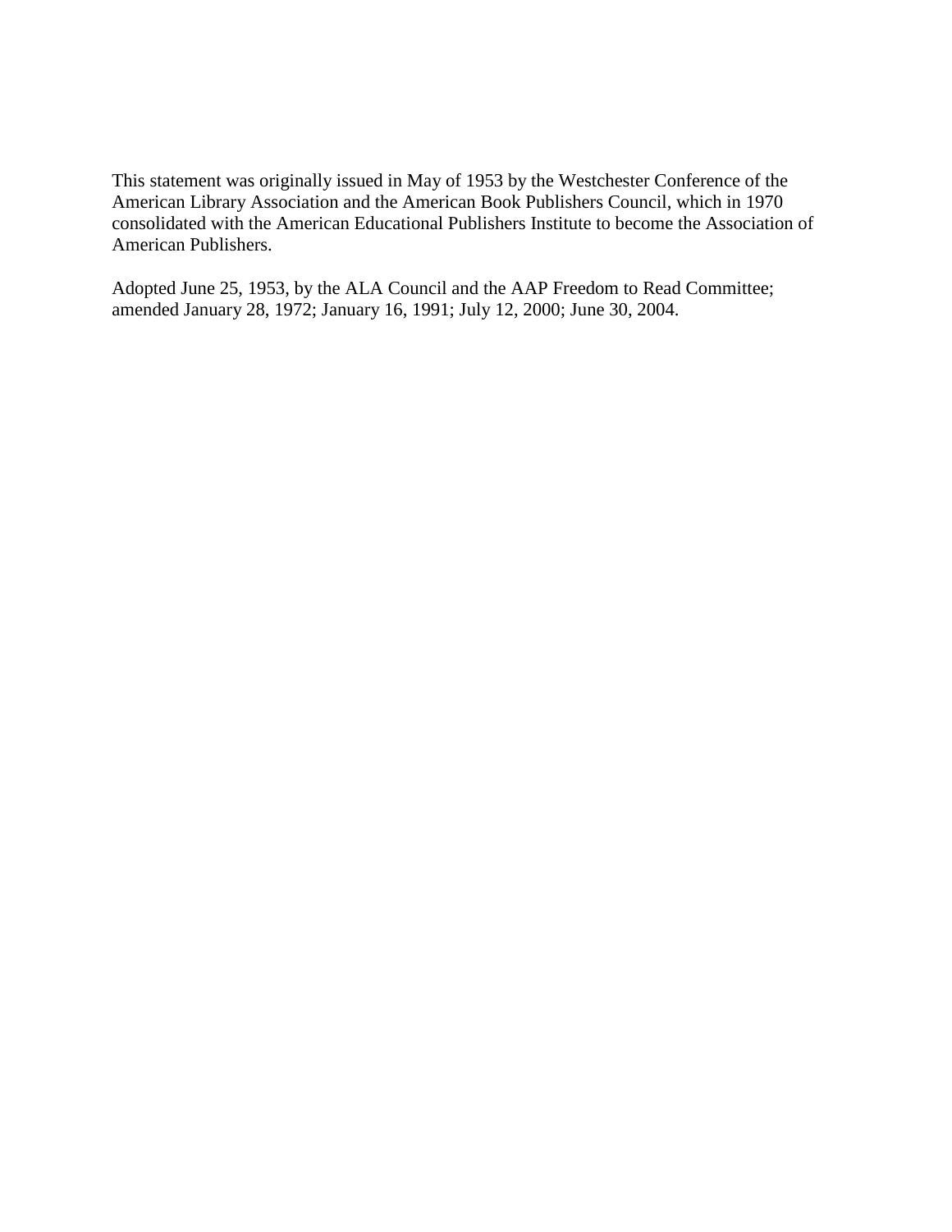This statement was originally issued in May of 1953 by the Westchester Conference of the American Library Association and the American Book Publishers Council, which in 1970 consolidated with the American Educational Publishers Institute to become the Association of American Publishers.

Adopted June 25, 1953, by the ALA Council and the AAP Freedom to Read Committee; amended January 28, 1972; January 16, 1991; July 12, 2000; June 30, 2004.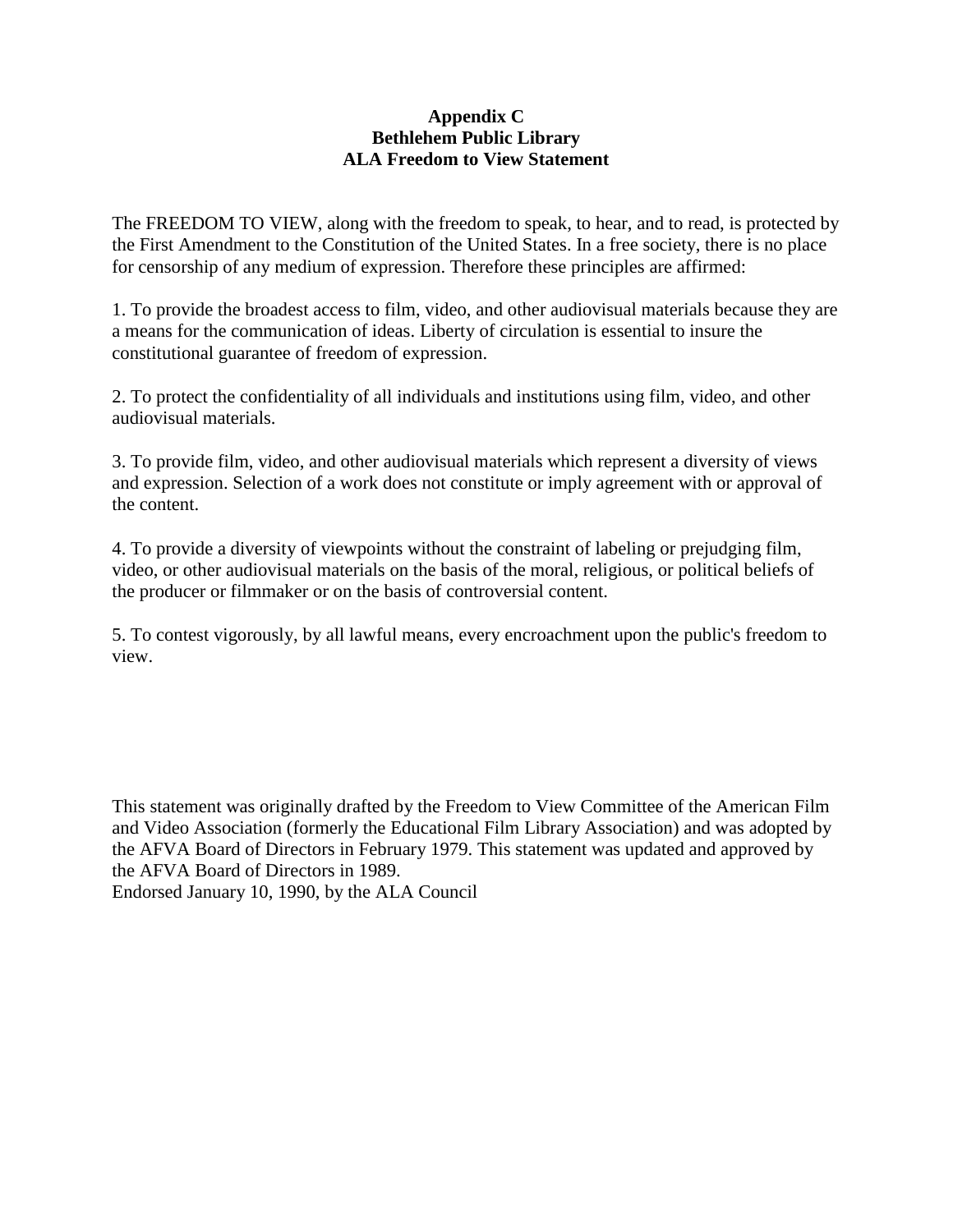# Appendix C
# Bethlehem Public Library
# ALA Freedom to View Statement

The FREEDOM TO VIEW, along with the freedom to speak, to hear, and to read, is protected by the First Amendment to the Constitution of the United States. In a free society, there is no place for censorship of any medium of expression. Therefore these principles are affirmed:

1. To provide the broadest access to film, video, and other audiovisual materials because they are a means for the communication of ideas. Liberty of circulation is essential to insure the constitutional guarantee of freedom of expression.

2. To protect the confidentiality of all individuals and institutions using film, video, and other audiovisual materials.

3. To provide film, video, and other audiovisual materials which represent a diversity of views and expression. Selection of a work does not constitute or imply agreement with or approval of the content.

4. To provide a diversity of viewpoints without the constraint of labeling or prejudging film, video, or other audiovisual materials on the basis of the moral, religious, or political beliefs of the producer or filmmaker or on the basis of controversial content.

5. To contest vigorously, by all lawful means, every encroachment upon the public's freedom to view.

This statement was originally drafted by the Freedom to View Committee of the American Film and Video Association (formerly the Educational Film Library Association) and was adopted by the AFVA Board of Directors in February 1979. This statement was updated and approved by the AFVA Board of Directors in 1989.
Endorsed January 10, 1990, by the ALA Council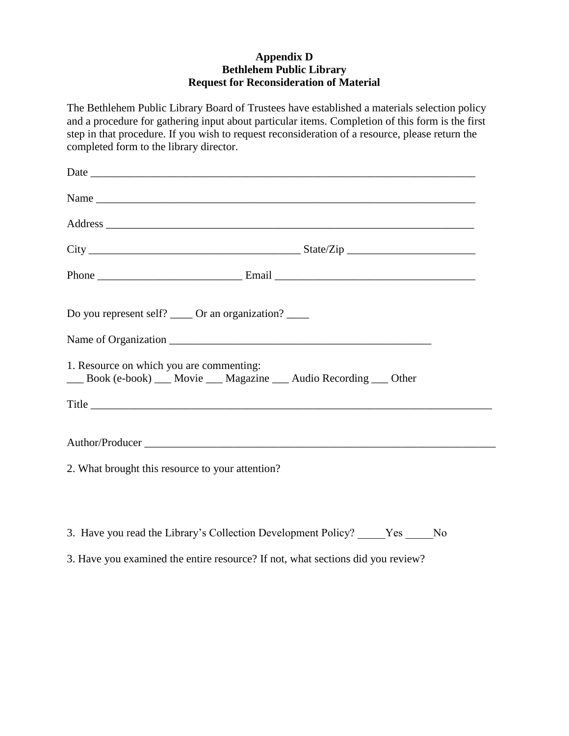**Appendix D**
**Bethlehem Public Library**
**Request for Reconsideration of Material**

The Bethlehem Public Library Board of Trustees have established a materials selection policy and a procedure for gathering input about particular items. Completion of this form is the first step in that procedure. If you wish to request reconsideration of a resource, please return the completed form to the library director.

Date ________________________________________________________________________

Name _______________________________________________________________________

Address _____________________________________________________________________

City _______________________________________ State/Zip _______________________

Phone __________________________ Email ____________________________________

Do you represent self? ____ Or an organization? ____

Name of Organization ________________________________________________

1. Resource on which you are commenting:
___ Book (e-book) ___ Movie ___ Magazine ___ Audio Recording ___ Other

Title __________________________________________________________________________

Author/Producer _________________________________________________________________

2. What brought this resource to your attention?

3. Have you read the Library's Collection Development Policy? _____Yes _____No

3. Have you examined the entire resource? If not, what sections did you review?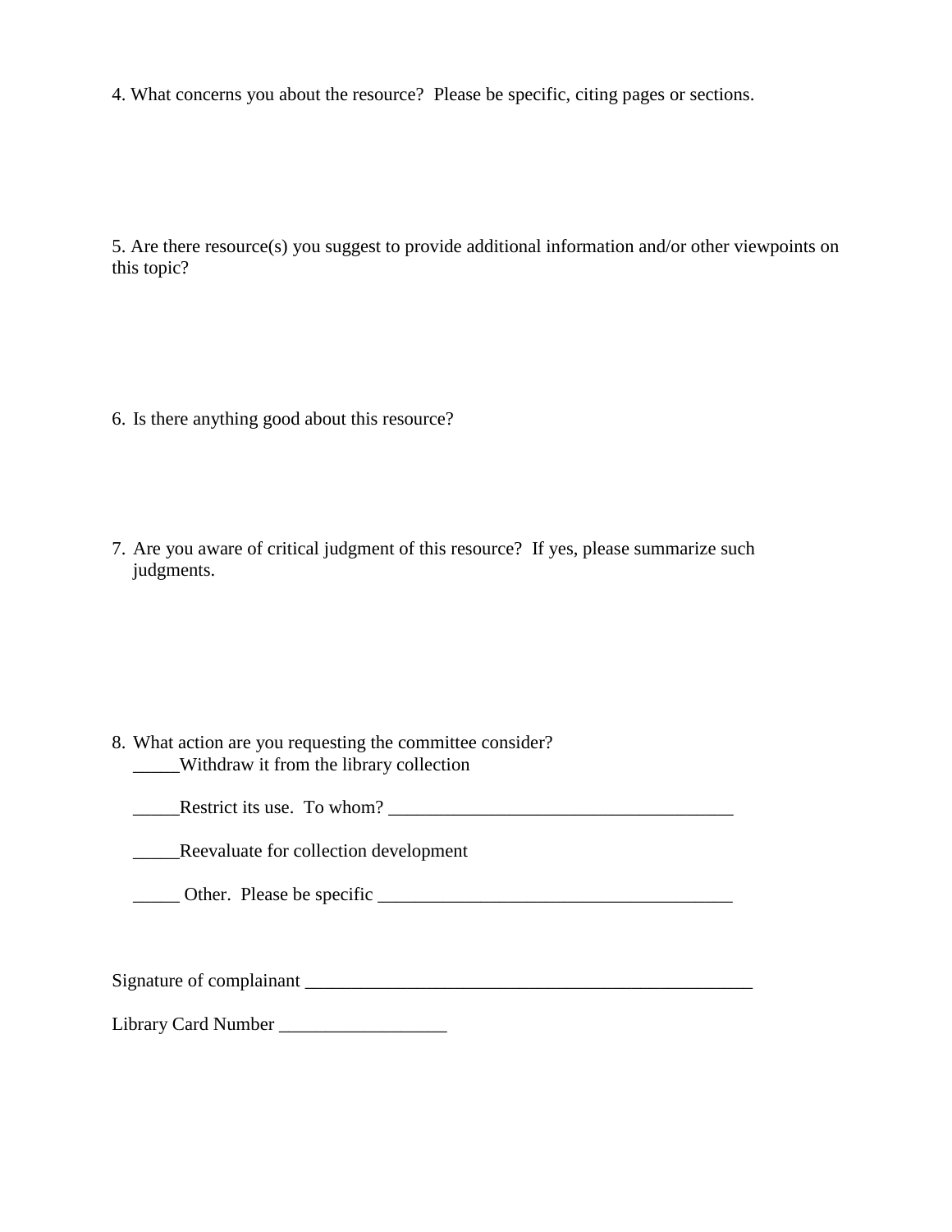4. What concerns you about the resource? Please be specific, citing pages or sections.

5. Are there resource(s) you suggest to provide additional information and/or other viewpoints on this topic?

6. Is there anything good about this resource?

7. Are you aware of critical judgment of this resource? If yes, please summarize such judgments.

8. What action are you requesting the committee consider?

   _____Withdraw it from the library collection

   _____Restrict its use. To whom? _____________________________________

   _____Reevaluate for collection development

   _____ Other. Please be specific _______________________________________

Signature of complainant __________________________________________________

Library Card Number __________________